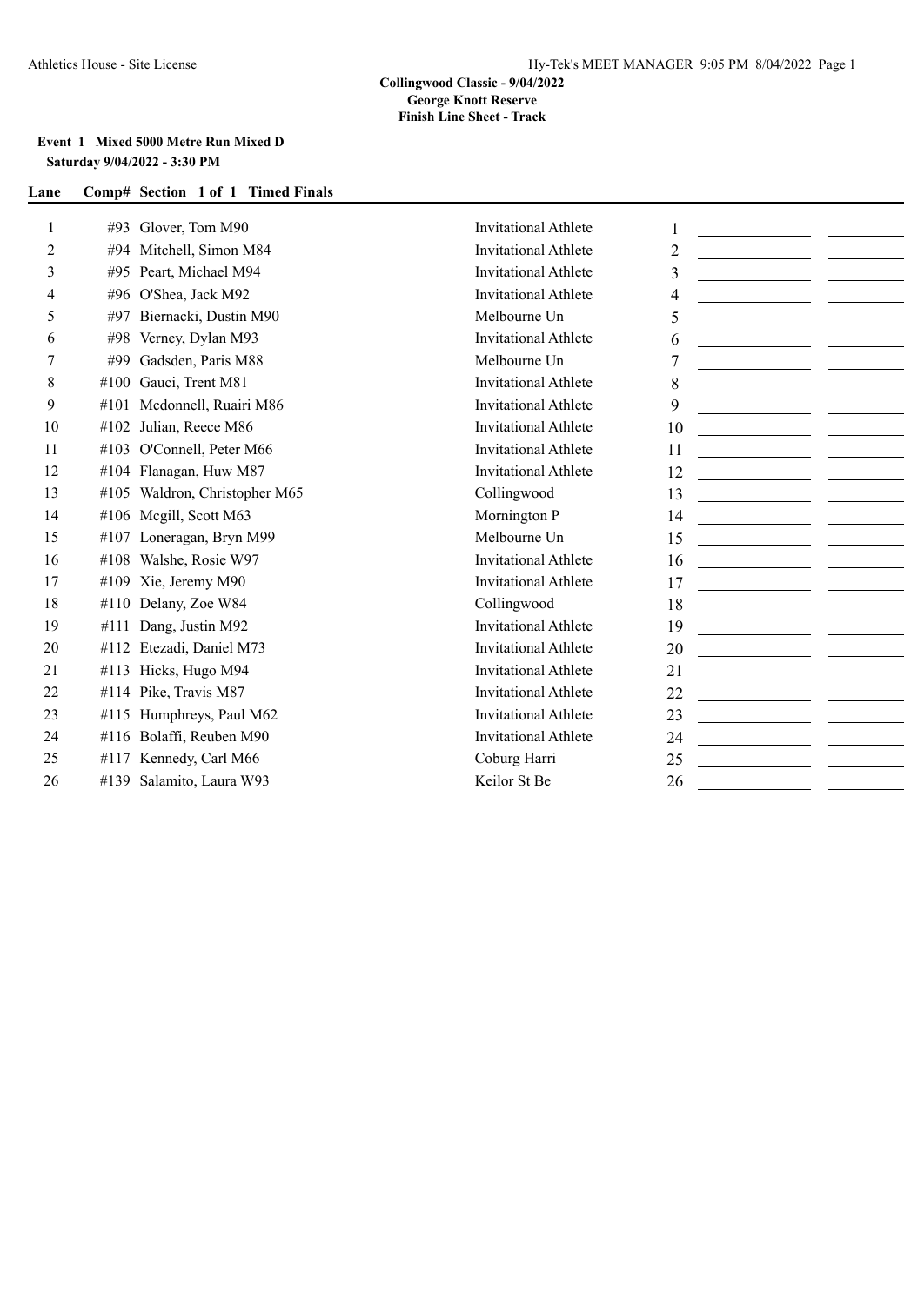**Collingwood Classic - 9/04/2022**
**George Knott Reserve**
**Finish Line Sheet - Track**

**Event 1 Mixed 5000 Metre Run Mixed D**
**Saturday 9/04/2022 - 3:30 PM**

| Lane | Comp# | Section 1 of 1 Timed Finals | | | | |
|---|---|---|---|---|---|---|
| 1 | #93 | Glover, Tom M90 | Invitational Athlete | 1 | | |
| 2 | #94 | Mitchell, Simon M84 | Invitational Athlete | 2 | | |
| 3 | #95 | Peart, Michael M94 | Invitational Athlete | 3 | | |
| 4 | #96 | O'Shea, Jack M92 | Invitational Athlete | 4 | | |
| 5 | #97 | Biernacki, Dustin M90 | Melbourne Un | 5 | | |
| 6 | #98 | Verney, Dylan M93 | Invitational Athlete | 6 | | |
| 7 | #99 | Gadsden, Paris M88 | Melbourne Un | 7 | | |
| 8 | #100 | Gauci, Trent M81 | Invitational Athlete | 8 | | |
| 9 | #101 | Mcdonnell, Ruairi M86 | Invitational Athlete | 9 | | |
| 10 | #102 | Julian, Reece M86 | Invitational Athlete | 10 | | |
| 11 | #103 | O'Connell, Peter M66 | Invitational Athlete | 11 | | |
| 12 | #104 | Flanagan, Huw M87 | Invitational Athlete | 12 | | |
| 13 | #105 | Waldron, Christopher M65 | Collingwood | 13 | | |
| 14 | #106 | Mcgill, Scott M63 | Mornington P | 14 | | |
| 15 | #107 | Loneragan, Bryn M99 | Melbourne Un | 15 | | |
| 16 | #108 | Walshe, Rosie W97 | Invitational Athlete | 16 | | |
| 17 | #109 | Xie, Jeremy M90 | Invitational Athlete | 17 | | |
| 18 | #110 | Delany, Zoe W84 | Collingwood | 18 | | |
| 19 | #111 | Dang, Justin M92 | Invitational Athlete | 19 | | |
| 20 | #112 | Etezadi, Daniel M73 | Invitational Athlete | 20 | | |
| 21 | #113 | Hicks, Hugo M94 | Invitational Athlete | 21 | | |
| 22 | #114 | Pike, Travis M87 | Invitational Athlete | 22 | | |
| 23 | #115 | Humphreys, Paul M62 | Invitational Athlete | 23 | | |
| 24 | #116 | Bolaffi, Reuben M90 | Invitational Athlete | 24 | | |
| 25 | #117 | Kennedy, Carl M66 | Coburg Harri | 25 | | |
| 26 | #139 | Salamito, Laura W93 | Keilor St Be | 26 | | |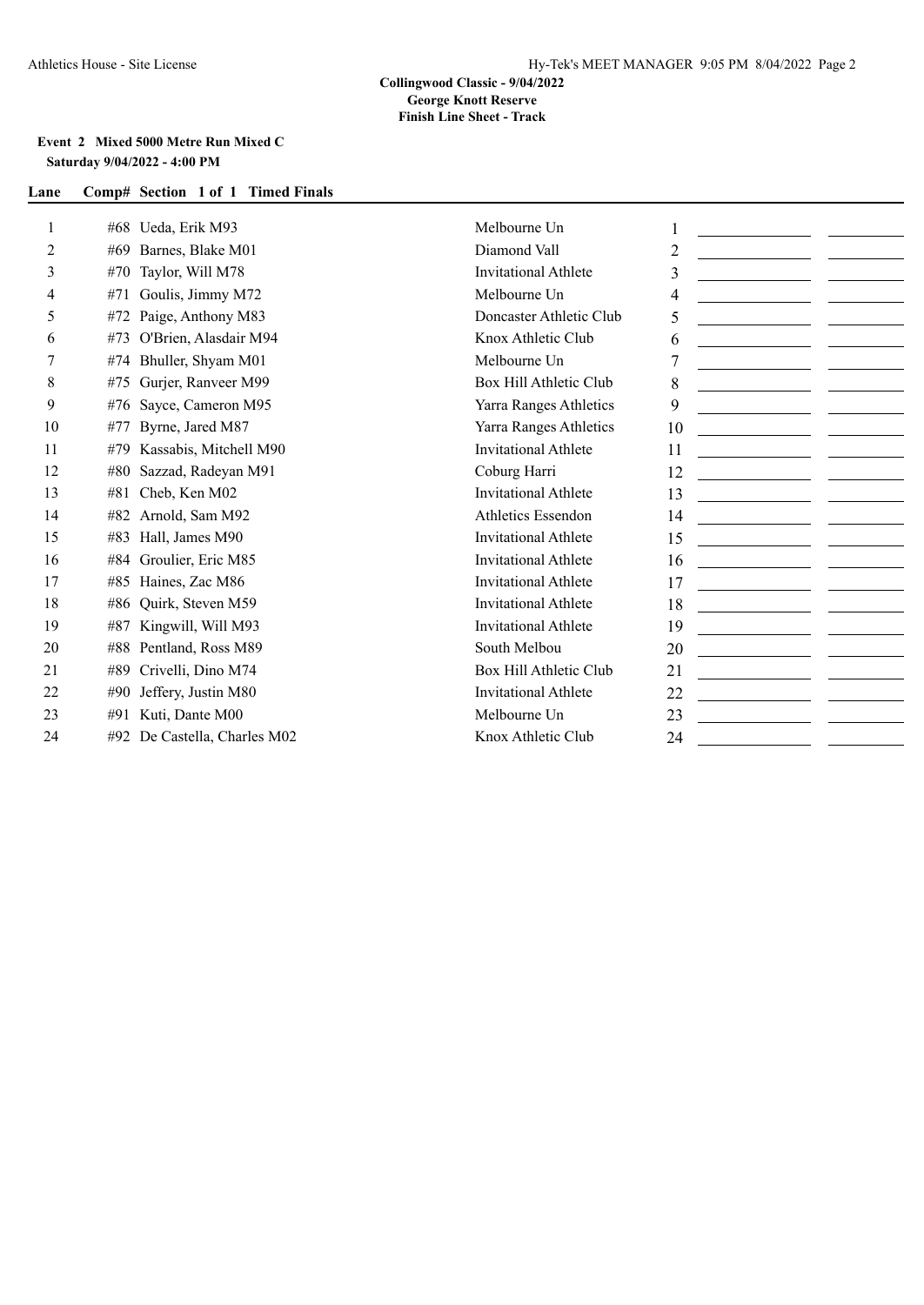**Collingwood Classic - 9/04/2022**
**George Knott Reserve**
**Finish Line Sheet - Track**

**Event 2 Mixed 5000 Metre Run Mixed C**
**Saturday 9/04/2022 - 4:00 PM**

| Lane | Comp# | Section 1 of 1 Timed Finals | Team | | | |
|---|---|---|---|---|---|---|
| 1 | #68 | Ueda, Erik M93 | Melbourne Un | 1 | | |
| 2 | #69 | Barnes, Blake M01 | Diamond Vall | 2 | | |
| 3 | #70 | Taylor, Will M78 | Invitational Athlete | 3 | | |
| 4 | #71 | Goulis, Jimmy M72 | Melbourne Un | 4 | | |
| 5 | #72 | Paige, Anthony M83 | Doncaster Athletic Club | 5 | | |
| 6 | #73 | O'Brien, Alasdair M94 | Knox Athletic Club | 6 | | |
| 7 | #74 | Bhuller, Shyam M01 | Melbourne Un | 7 | | |
| 8 | #75 | Gurjer, Ranveer M99 | Box Hill Athletic Club | 8 | | |
| 9 | #76 | Sayce, Cameron M95 | Yarra Ranges Athletics | 9 | | |
| 10 | #77 | Byrne, Jared M87 | Yarra Ranges Athletics | 10 | | |
| 11 | #79 | Kassabis, Mitchell M90 | Invitational Athlete | 11 | | |
| 12 | #80 | Sazzad, Radeyan M91 | Coburg Harri | 12 | | |
| 13 | #81 | Cheb, Ken M02 | Invitational Athlete | 13 | | |
| 14 | #82 | Arnold, Sam M92 | Athletics Essendon | 14 | | |
| 15 | #83 | Hall, James M90 | Invitational Athlete | 15 | | |
| 16 | #84 | Groulier, Eric M85 | Invitational Athlete | 16 | | |
| 17 | #85 | Haines, Zac M86 | Invitational Athlete | 17 | | |
| 18 | #86 | Quirk, Steven M59 | Invitational Athlete | 18 | | |
| 19 | #87 | Kingwill, Will M93 | Invitational Athlete | 19 | | |
| 20 | #88 | Pentland, Ross M89 | South Melbou | 20 | | |
| 21 | #89 | Crivelli, Dino M74 | Box Hill Athletic Club | 21 | | |
| 22 | #90 | Jeffery, Justin M80 | Invitational Athlete | 22 | | |
| 23 | #91 | Kuti, Dante M00 | Melbourne Un | 23 | | |
| 24 | #92 | De Castella, Charles M02 | Knox Athletic Club | 24 | | |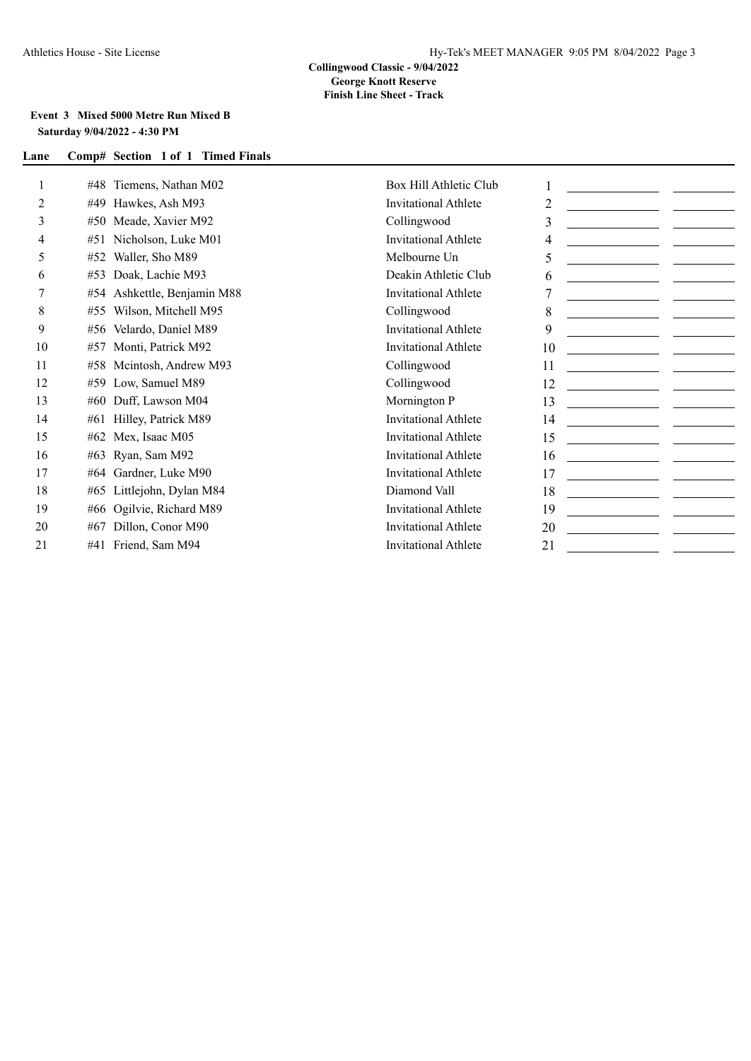**Collingwood Classic - 9/04/2022**
**George Knott Reserve**
**Finish Line Sheet - Track**

**Event 3 Mixed 5000 Metre Run Mixed B**
**Saturday 9/04/2022 - 4:30 PM**

| Lane | Comp# | Section 1 of 1 Timed Finals | | | | |
|---|---|---|---|---|---|---|
| 1 | #48 | Tiemens, Nathan M02 | Box Hill Athletic Club | 1 | | |
| 2 | #49 | Hawkes, Ash M93 | Invitational Athlete | 2 | | |
| 3 | #50 | Meade, Xavier M92 | Collingwood | 3 | | |
| 4 | #51 | Nicholson, Luke M01 | Invitational Athlete | 4 | | |
| 5 | #52 | Waller, Sho M89 | Melbourne Un | 5 | | |
| 6 | #53 | Doak, Lachie M93 | Deakin Athletic Club | 6 | | |
| 7 | #54 | Ashkettle, Benjamin M88 | Invitational Athlete | 7 | | |
| 8 | #55 | Wilson, Mitchell M95 | Collingwood | 8 | | |
| 9 | #56 | Velardo, Daniel M89 | Invitational Athlete | 9 | | |
| 10 | #57 | Monti, Patrick M92 | Invitational Athlete | 10 | | |
| 11 | #58 | Mcintosh, Andrew M93 | Collingwood | 11 | | |
| 12 | #59 | Low, Samuel M89 | Collingwood | 12 | | |
| 13 | #60 | Duff, Lawson M04 | Mornington P | 13 | | |
| 14 | #61 | Hilley, Patrick M89 | Invitational Athlete | 14 | | |
| 15 | #62 | Mex, Isaac M05 | Invitational Athlete | 15 | | |
| 16 | #63 | Ryan, Sam M92 | Invitational Athlete | 16 | | |
| 17 | #64 | Gardner, Luke M90 | Invitational Athlete | 17 | | |
| 18 | #65 | Littlejohn, Dylan M84 | Diamond Vall | 18 | | |
| 19 | #66 | Ogilvie, Richard M89 | Invitational Athlete | 19 | | |
| 20 | #67 | Dillon, Conor M90 | Invitational Athlete | 20 | | |
| 21 | #41 | Friend, Sam M94 | Invitational Athlete | 21 | | |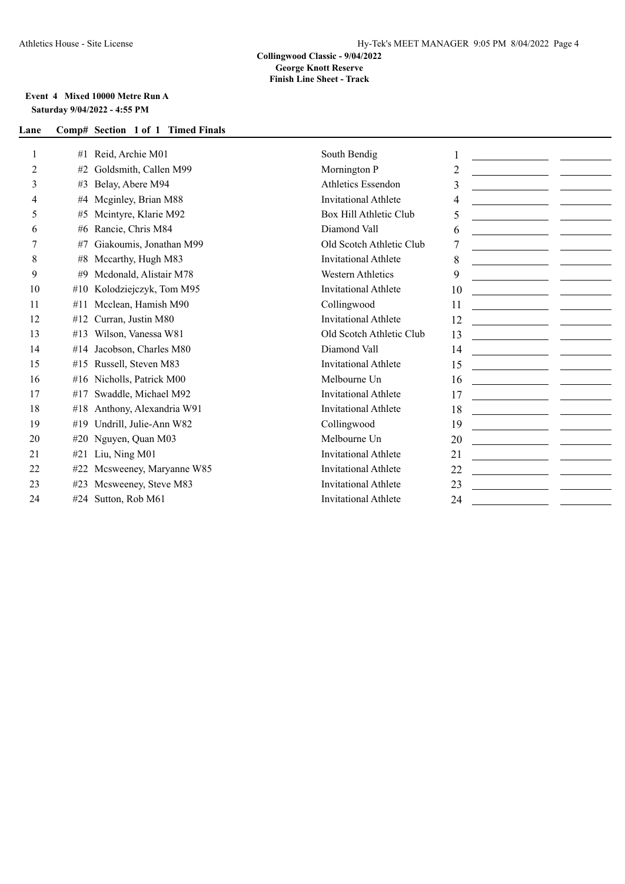**Collingwood Classic - 9/04/2022**
**George Knott Reserve**
**Finish Line Sheet - Track**

**Event 4 Mixed 10000 Metre Run A**
**Saturday 9/04/2022 - 4:55 PM**

| Lane | Comp# | Section 1 of 1 Timed Finals | | | | |
|---|---|---|---|---|---|---|
| 1 | #1 | Reid, Archie M01 | South Bendig | 1 | | |
| 2 | #2 | Goldsmith, Callen M99 | Mornington P | 2 | | |
| 3 | #3 | Belay, Abere M94 | Athletics Essendon | 3 | | |
| 4 | #4 | Mcginley, Brian M88 | Invitational Athlete | 4 | | |
| 5 | #5 | Mcintyre, Klarie M92 | Box Hill Athletic Club | 5 | | |
| 6 | #6 | Rancie, Chris M84 | Diamond Vall | 6 | | |
| 7 | #7 | Giakoumis, Jonathan M99 | Old Scotch Athletic Club | 7 | | |
| 8 | #8 | Mccarthy, Hugh M83 | Invitational Athlete | 8 | | |
| 9 | #9 | Mcdonald, Alistair M78 | Western Athletics | 9 | | |
| 10 | #10 | Kolodziejczyk, Tom M95 | Invitational Athlete | 10 | | |
| 11 | #11 | Mcclean, Hamish M90 | Collingwood | 11 | | |
| 12 | #12 | Curran, Justin M80 | Invitational Athlete | 12 | | |
| 13 | #13 | Wilson, Vanessa W81 | Old Scotch Athletic Club | 13 | | |
| 14 | #14 | Jacobson, Charles M80 | Diamond Vall | 14 | | |
| 15 | #15 | Russell, Steven M83 | Invitational Athlete | 15 | | |
| 16 | #16 | Nicholls, Patrick M00 | Melbourne Un | 16 | | |
| 17 | #17 | Swaddle, Michael M92 | Invitational Athlete | 17 | | |
| 18 | #18 | Anthony, Alexandria W91 | Invitational Athlete | 18 | | |
| 19 | #19 | Undrill, Julie-Ann W82 | Collingwood | 19 | | |
| 20 | #20 | Nguyen, Quan M03 | Melbourne Un | 20 | | |
| 21 | #21 | Liu, Ning M01 | Invitational Athlete | 21 | | |
| 22 | #22 | Mcsweeney, Maryanne W85 | Invitational Athlete | 22 | | |
| 23 | #23 | Mcsweeney, Steve M83 | Invitational Athlete | 23 | | |
| 24 | #24 | Sutton, Rob M61 | Invitational Athlete | 24 | | |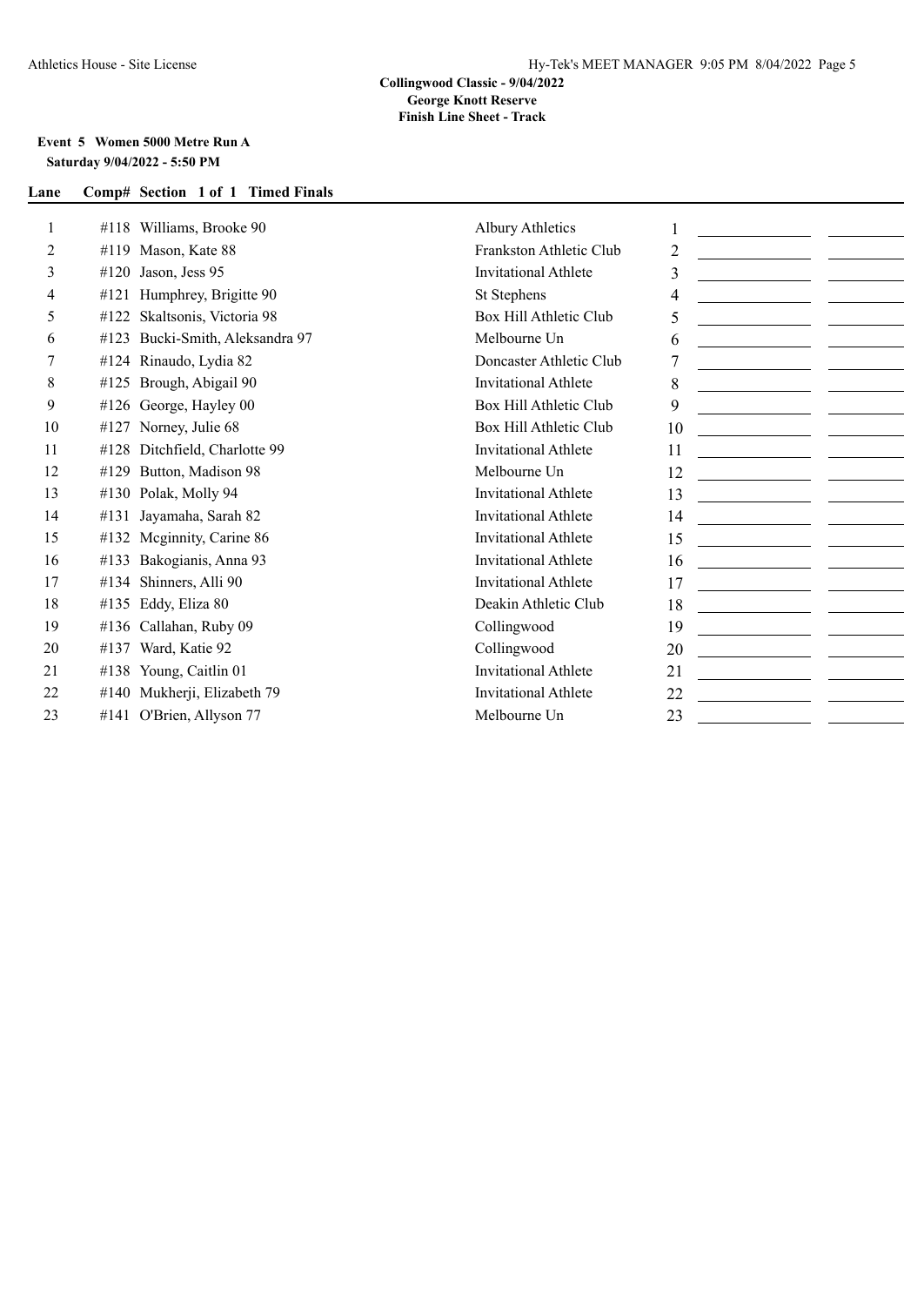**Collingwood Classic - 9/04/2022**
**George Knott Reserve**
**Finish Line Sheet - Track**

**Event 5 Women 5000 Metre Run A**
**Saturday 9/04/2022 - 5:50 PM**

| Lane | Comp# | Section 1 of 1 Timed Finals | | | | |
|---|---|---|---|---|---|---|
| 1 | #118 | Williams, Brooke 90 | Albury Athletics | 1 | | |
| 2 | #119 | Mason, Kate 88 | Frankston Athletic Club | 2 | | |
| 3 | #120 | Jason, Jess 95 | Invitational Athlete | 3 | | |
| 4 | #121 | Humphrey, Brigitte 90 | St Stephens | 4 | | |
| 5 | #122 | Skaltsonis, Victoria 98 | Box Hill Athletic Club | 5 | | |
| 6 | #123 | Bucki-Smith, Aleksandra 97 | Melbourne Un | 6 | | |
| 7 | #124 | Rinaudo, Lydia 82 | Doncaster Athletic Club | 7 | | |
| 8 | #125 | Brough, Abigail 90 | Invitational Athlete | 8 | | |
| 9 | #126 | George, Hayley 00 | Box Hill Athletic Club | 9 | | |
| 10 | #127 | Norney, Julie 68 | Box Hill Athletic Club | 10 | | |
| 11 | #128 | Ditchfield, Charlotte 99 | Invitational Athlete | 11 | | |
| 12 | #129 | Button, Madison 98 | Melbourne Un | 12 | | |
| 13 | #130 | Polak, Molly 94 | Invitational Athlete | 13 | | |
| 14 | #131 | Jayamaha, Sarah 82 | Invitational Athlete | 14 | | |
| 15 | #132 | Mcginnity, Carine 86 | Invitational Athlete | 15 | | |
| 16 | #133 | Bakogianis, Anna 93 | Invitational Athlete | 16 | | |
| 17 | #134 | Shinners, Alli 90 | Invitational Athlete | 17 | | |
| 18 | #135 | Eddy, Eliza 80 | Deakin Athletic Club | 18 | | |
| 19 | #136 | Callahan, Ruby 09 | Collingwood | 19 | | |
| 20 | #137 | Ward, Katie 92 | Collingwood | 20 | | |
| 21 | #138 | Young, Caitlin 01 | Invitational Athlete | 21 | | |
| 22 | #140 | Mukherji, Elizabeth 79 | Invitational Athlete | 22 | | |
| 23 | #141 | O'Brien, Allyson 77 | Melbourne Un | 23 | | |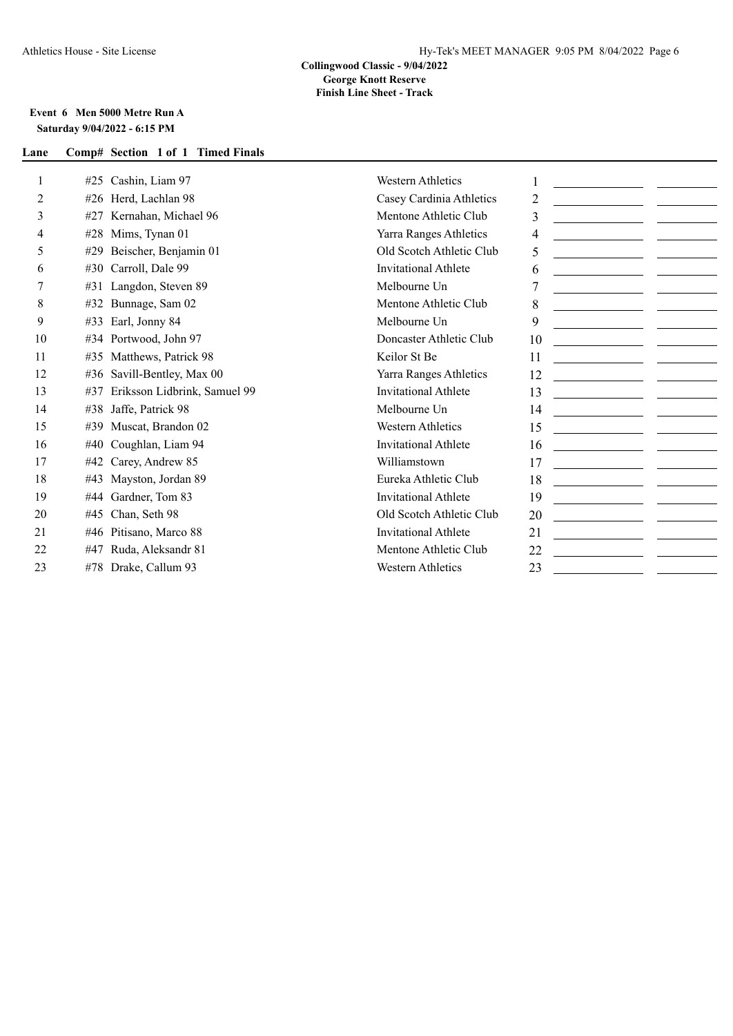**Collingwood Classic - 9/04/2022**
**George Knott Reserve**
**Finish Line Sheet - Track**

**Event 6 Men 5000 Metre Run A**
**Saturday 9/04/2022 - 6:15 PM**

| Lane | Comp# | Section 1 of 1 Timed Finals | | | | |
|---|---|---|---|---|---|---|
| 1 | #25 | Cashin, Liam 97 | Western Athletics | 1 | | |
| 2 | #26 | Herd, Lachlan 98 | Casey Cardinia Athletics | 2 | | |
| 3 | #27 | Kernahan, Michael 96 | Mentone Athletic Club | 3 | | |
| 4 | #28 | Mims, Tynan 01 | Yarra Ranges Athletics | 4 | | |
| 5 | #29 | Beischer, Benjamin 01 | Old Scotch Athletic Club | 5 | | |
| 6 | #30 | Carroll, Dale 99 | Invitational Athlete | 6 | | |
| 7 | #31 | Langdon, Steven 89 | Melbourne Un | 7 | | |
| 8 | #32 | Bunnage, Sam 02 | Mentone Athletic Club | 8 | | |
| 9 | #33 | Earl, Jonny 84 | Melbourne Un | 9 | | |
| 10 | #34 | Portwood, John 97 | Doncaster Athletic Club | 10 | | |
| 11 | #35 | Matthews, Patrick 98 | Keilor St Be | 11 | | |
| 12 | #36 | Savill-Bentley, Max 00 | Yarra Ranges Athletics | 12 | | |
| 13 | #37 | Eriksson Lidbrink, Samuel 99 | Invitational Athlete | 13 | | |
| 14 | #38 | Jaffe, Patrick 98 | Melbourne Un | 14 | | |
| 15 | #39 | Muscat, Brandon 02 | Western Athletics | 15 | | |
| 16 | #40 | Coughlan, Liam 94 | Invitational Athlete | 16 | | |
| 17 | #42 | Carey, Andrew 85 | Williamstown | 17 | | |
| 18 | #43 | Mayston, Jordan 89 | Eureka Athletic Club | 18 | | |
| 19 | #44 | Gardner, Tom 83 | Invitational Athlete | 19 | | |
| 20 | #45 | Chan, Seth 98 | Old Scotch Athletic Club | 20 | | |
| 21 | #46 | Pitisano, Marco 88 | Invitational Athlete | 21 | | |
| 22 | #47 | Ruda, Aleksandr 81 | Mentone Athletic Club | 22 | | |
| 23 | #78 | Drake, Callum 93 | Western Athletics | 23 | | |